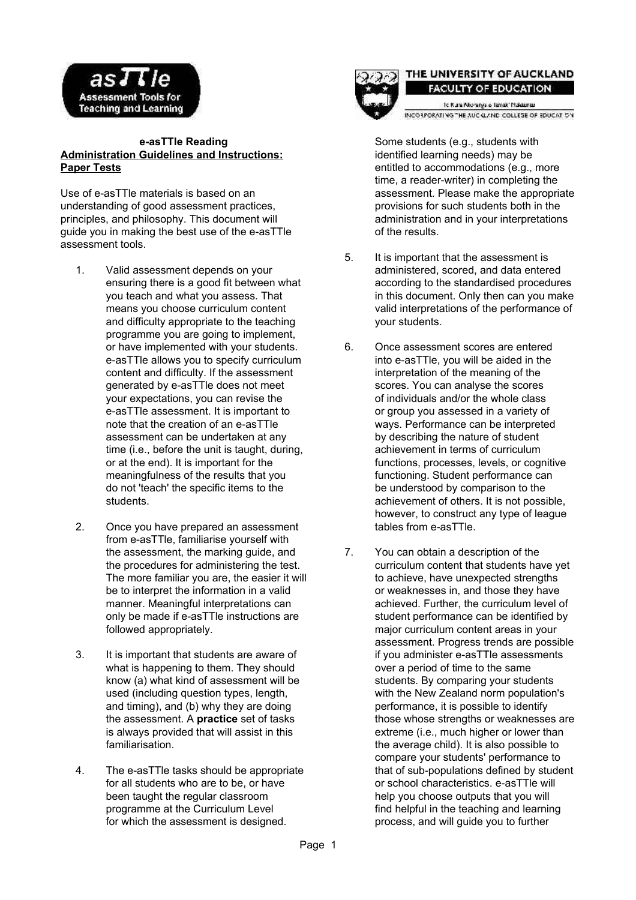**e-asTTle Reading**
**Administration Guidelines and Instructions: Paper Tests**

Use of e-asTTle materials is based on an understanding of good assessment practices, principles, and philosophy. This document will guide you in making the best use of the e-asTTle assessment tools.

1. Valid assessment depends on your ensuring there is a good fit between what you teach and what you assess. That means you choose curriculum content and difficulty appropriate to the teaching programme you are going to implement, or have implemented with your students. e-asTTle allows you to specify curriculum content and difficulty. If the assessment generated by e-asTTle does not meet your expectations, you can revise the e-asTTle assessment. It is important to note that the creation of an e-asTTle assessment can be undertaken at any time (i.e., before the unit is taught, during, or at the end). It is important for the meaningfulness of the results that you do not 'teach' the specific items to the students.

2. Once you have prepared an assessment from e-asTTle, familiarise yourself with the assessment, the marking guide, and the procedures for administering the test. The more familiar you are, the easier it will be to interpret the information in a valid manner. Meaningful interpretations can only be made if e-asTTle instructions are followed appropriately.

3. It is important that students are aware of what is happening to them. They should know (a) what kind of assessment will be used (including question types, length, and timing), and (b) why they are doing the assessment. A **practice** set of tasks is always provided that will assist in this familiarisation.

4. The e-asTTle tasks should be appropriate for all students who are to be, or have been taught the regular classroom programme at the Curriculum Level for which the assessment is designed. Some students (e.g., students with identified learning needs) may be entitled to accommodations (e.g., more time, a reader-writer) in completing the assessment. Please make the appropriate provisions for such students both in the administration and in your interpretations of the results.

5. It is important that the assessment is administered, scored, and data entered according to the standardised procedures in this document. Only then can you make valid interpretations of the performance of your students.

6. Once assessment scores are entered into e-asTTle, you will be aided in the interpretation of the meaning of the scores. You can analyse the scores of individuals and/or the whole class or group you assessed in a variety of ways. Performance can be interpreted by describing the nature of student achievement in terms of curriculum functions, processes, levels, or cognitive functioning. Student performance can be understood by comparison to the achievement of others. It is not possible, however, to construct any type of league tables from e-asTTle.

7. You can obtain a description of the curriculum content that students have yet to achieve, have unexpected strengths or weaknesses in, and those they have achieved. Further, the curriculum level of student performance can be identified by major curriculum content areas in your assessment. Progress trends are possible if you administer e-asTTle assessments over a period of time to the same students. By comparing your students with the New Zealand norm population's performance, it is possible to identify those whose strengths or weaknesses are extreme (i.e., much higher or lower than the average child). It is also possible to compare your students' performance to that of sub-populations defined by student or school characteristics. e-asTTle will help you choose outputs that you will find helpful in the teaching and learning process, and will guide you to further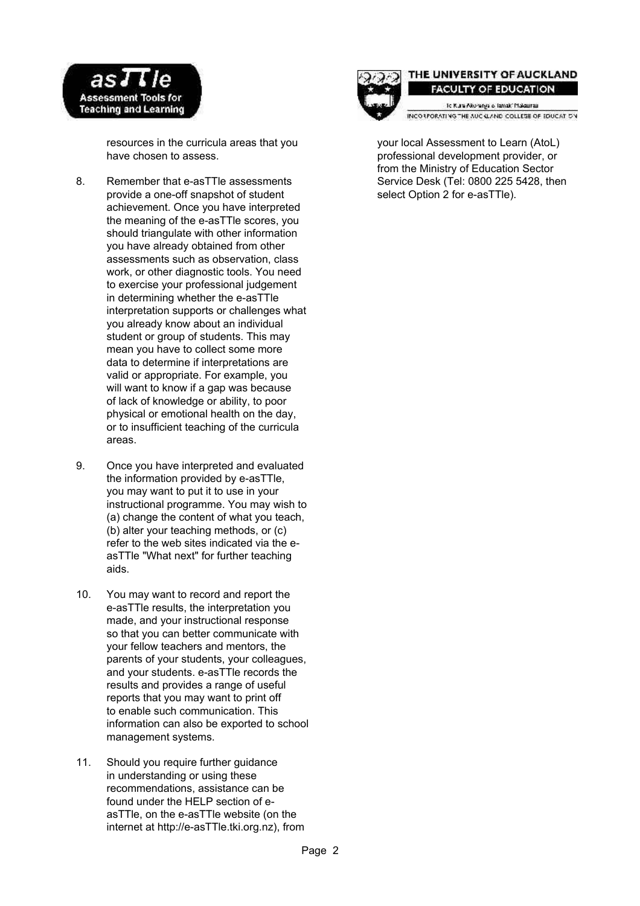resources in the curricula areas that you have chosen to assess.

8. Remember that e-asTTle assessments provide a one-off snapshot of student achievement. Once you have interpreted the meaning of the e-asTTle scores, you should triangulate with other information you have already obtained from other assessments such as observation, class work, or other diagnostic tools. You need to exercise your professional judgement in determining whether the e-asTTle interpretation supports or challenges what you already know about an individual student or group of students. This may mean you have to collect some more data to determine if interpretations are valid or appropriate. For example, you will want to know if a gap was because of lack of knowledge or ability, to poor physical or emotional health on the day, or to insufficient teaching of the curricula areas.

9. Once you have interpreted and evaluated the information provided by e-asTTle, you may want to put it to use in your instructional programme. You may wish to (a) change the content of what you teach, (b) alter your teaching methods, or (c) refer to the web sites indicated via the e-asTTle "What next" for further teaching aids.

10. You may want to record and report the e-asTTle results, the interpretation you made, and your instructional response so that you can better communicate with your fellow teachers and mentors, the parents of your students, your colleagues, and your students. e-asTTle records the results and provides a range of useful reports that you may want to print off to enable such communication. This information can also be exported to school management systems.

11. Should you require further guidance in understanding or using these recommendations, assistance can be found under the HELP section of e-asTTle, on the e-asTTle website (on the internet at http://e-asTTle.tki.org.nz), from your local Assessment to Learn (AtoL) professional development provider, or from the Ministry of Education Sector Service Desk (Tel: 0800 225 5428, then select Option 2 for e-asTTle).